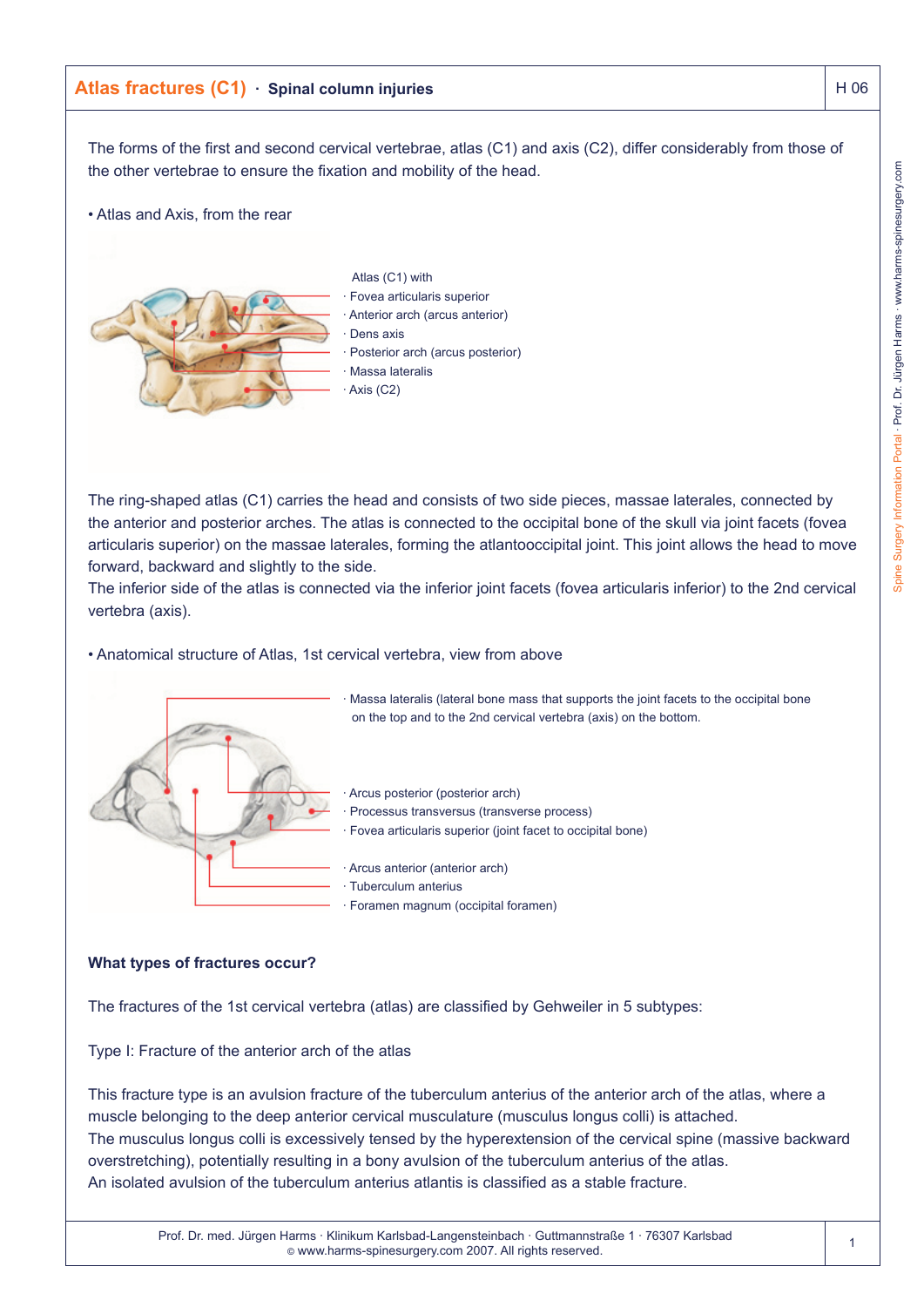# Atlas fractures (C1) · Spinal column injuries

The forms of the first and second cervical vertebrae, atlas (C1) and axis (C2), differ considerably from those of the other vertebrae to ensure the fixation and mobility of the head.

• Atlas and Axis, from the rear

Atlas (C1) with
· Fovea articularis superior
· Anterior arch (arcus anterior)
· Dens axis
· Posterior arch (arcus posterior)
· Massa lateralis
· Axis (C2)

The ring-shaped atlas (C1) carries the head and consists of two side pieces, massae laterales, connected by the anterior and posterior arches. The atlas is connected to the occipital bone of the skull via joint facets (fovea articularis superior) on the massae laterales, forming the atlantooccipital joint. This joint allows the head to move forward, backward and slightly to the side.
The inferior side of the atlas is connected via the inferior joint facets (fovea articularis inferior) to the 2nd cervical vertebra (axis).

• Anatomical structure of Atlas, 1st cervical vertebra, view from above

· Massa lateralis (lateral bone mass that supports the joint facets to the occipital bone on the top and to the 2nd cervical vertebra (axis) on the bottom.

· Arcus posterior (posterior arch)
· Processus transversus (transverse process)
· Fovea articularis superior (joint facet to occipital bone)

· Arcus anterior (anterior arch)
· Tuberculum anterius
· Foramen magnum (occipital foramen)

**What types of fractures occur?**

The fractures of the 1st cervical vertebra (atlas) are classified by Gehweiler in 5 subtypes:

Type I: Fracture of the anterior arch of the atlas

This fracture type is an avulsion fracture of the tuberculum anterius of the anterior arch of the atlas, where a muscle belonging to the deep anterior cervical musculature (musculus longus colli) is attached.
The musculus longus colli is excessively tensed by the hyperextension of the cervical spine (massive backward overstretching), potentially resulting in a bony avulsion of the tuberculum anterius of the atlas.
An isolated avulsion of the tuberculum anterius atlantis is classified as a stable fracture.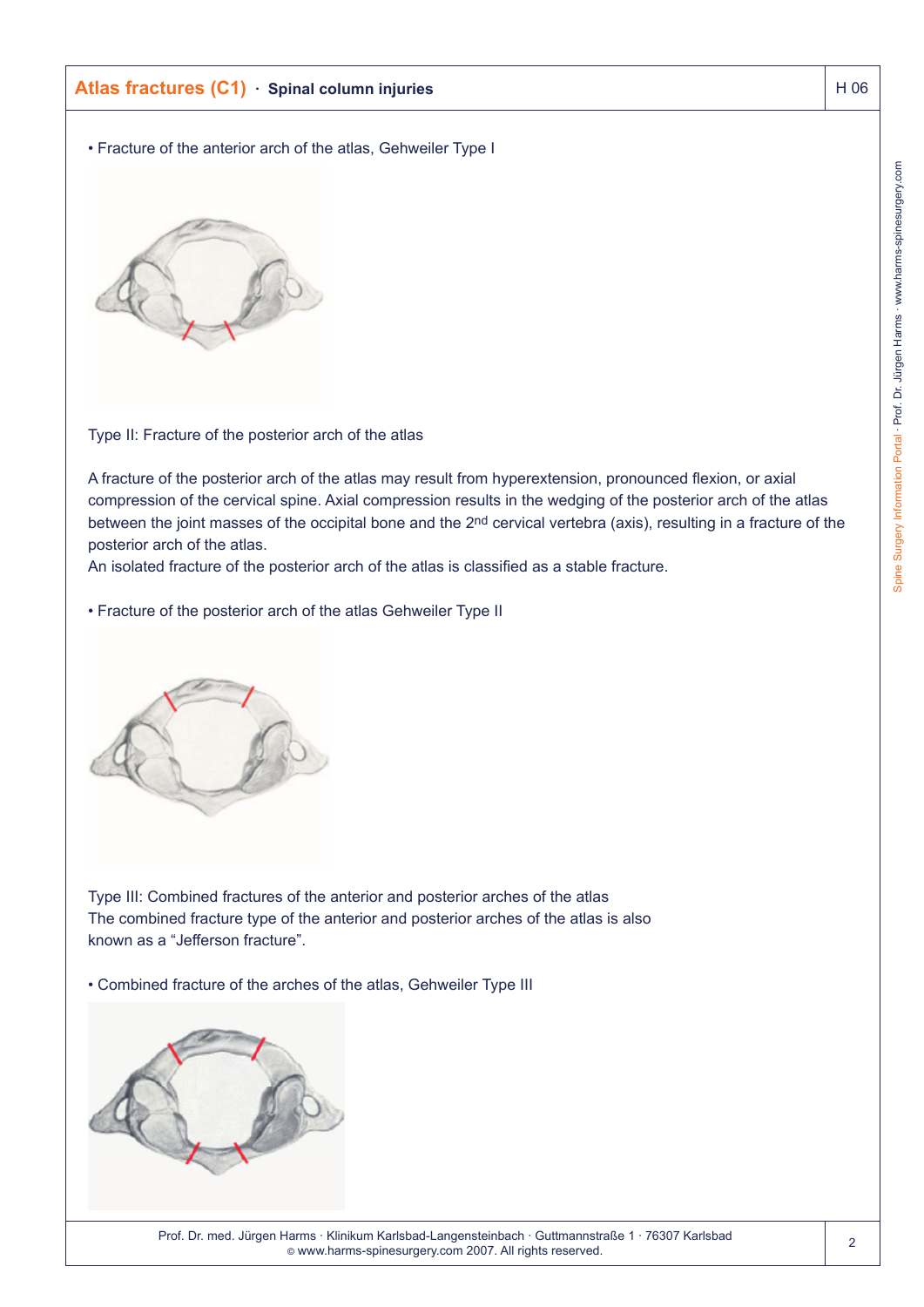• Fracture of the anterior arch of the atlas, Gehweiler Type I

Type II: Fracture of the posterior arch of the atlas

A fracture of the posterior arch of the atlas may result from hyperextension, pronounced flexion, or axial compression of the cervical spine. Axial compression results in the wedging of the posterior arch of the atlas between the joint masses of the occipital bone and the 2nd cervical vertebra (axis), resulting in a fracture of the posterior arch of the atlas.
An isolated fracture of the posterior arch of the atlas is classified as a stable fracture.

• Fracture of the posterior arch of the atlas Gehweiler Type II

Type III: Combined fractures of the anterior and posterior arches of the atlas
The combined fracture type of the anterior and posterior arches of the atlas is also known as a “Jefferson fracture”.

• Combined fracture of the arches of the atlas, Gehweiler Type III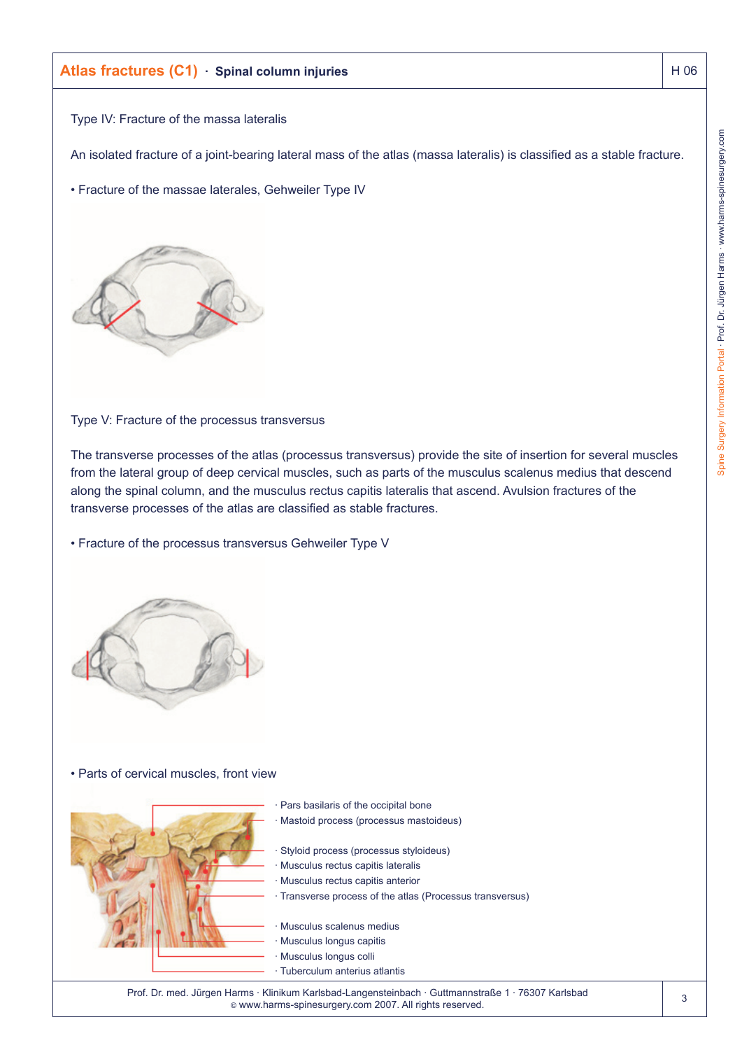Type IV: Fracture of the massa lateralis

An isolated fracture of a joint-bearing lateral mass of the atlas (massa lateralis) is classified as a stable fracture.

- Fracture of the massae laterales, Gehweiler Type IV

Type V: Fracture of the processus transversus

The transverse processes of the atlas (processus transversus) provide the site of insertion for several muscles from the lateral group of deep cervical muscles, such as parts of the musculus scalenus medius that descend along the spinal column, and the musculus rectus capitis lateralis that ascend. Avulsion fractures of the transverse processes of the atlas are classified as stable fractures.

- Fracture of the processus transversus Gehweiler Type V

- Parts of cervical muscles, front view

· Pars basilaris of the occipital bone
· Mastoid process (processus mastoideus)
· Styloid process (processus styloideus)
· Musculus rectus capitis lateralis
· Musculus rectus capitis anterior
· Transverse process of the atlas (Processus transversus)
· Musculus scalenus medius
· Musculus longus capitis
· Musculus longus colli
· Tuberculum anterius atlantis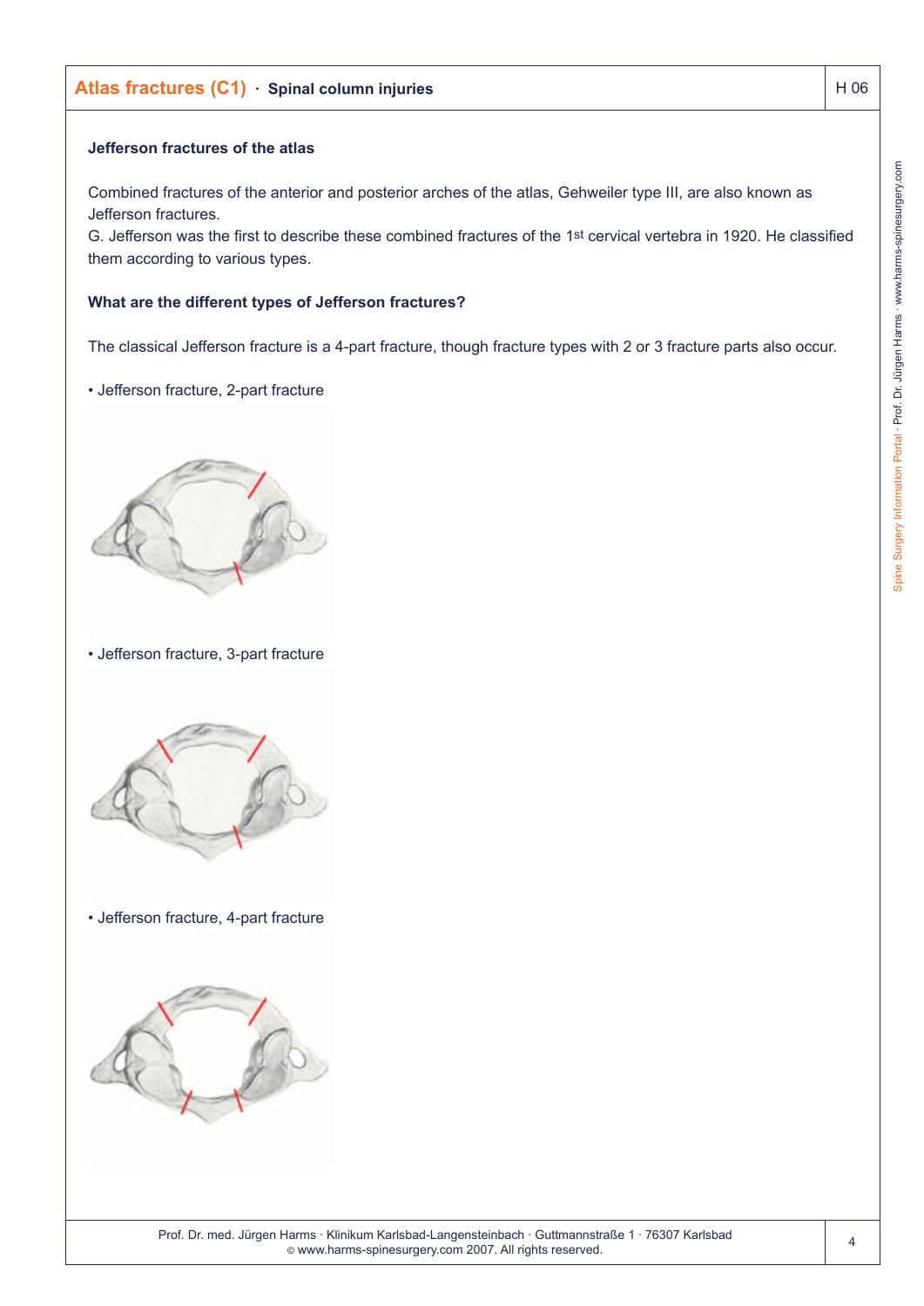## Jefferson fractures of the atlas

Combined fractures of the anterior and posterior arches of the atlas, Gehweiler type III, are also known as Jefferson fractures.
G. Jefferson was the first to describe these combined fractures of the 1st cervical vertebra in 1920. He classified them according to various types.

### What are the different types of Jefferson fractures?

The classical Jefferson fracture is a 4-part fracture, though fracture types with 2 or 3 fracture parts also occur.

- Jefferson fracture, 2-part fracture

- Jefferson fracture, 3-part fracture

- Jefferson fracture, 4-part fracture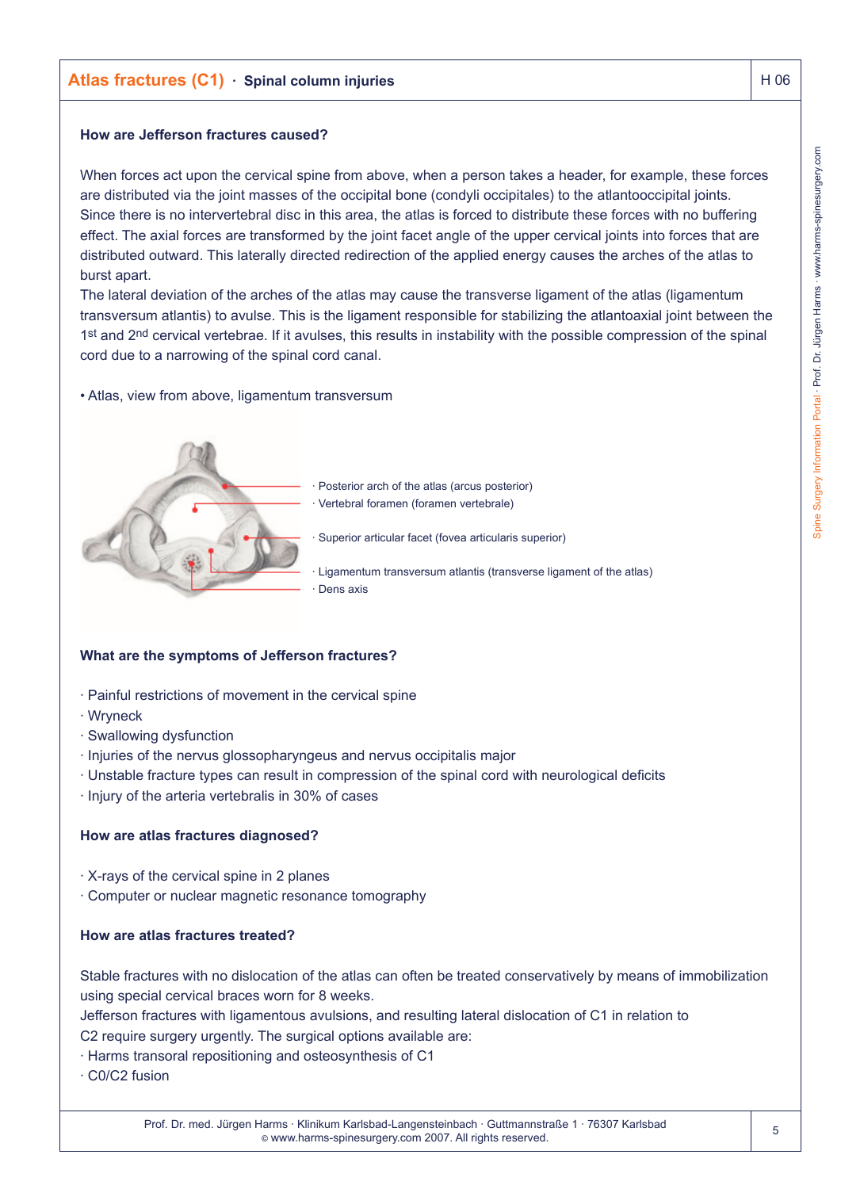## Atlas fractures (C1) · Spinal column injuries

### How are Jefferson fractures caused?

When forces act upon the cervical spine from above, when a person takes a header, for example, these forces are distributed via the joint masses of the occipital bone (condyli occipitales) to the atlantooccipital joints. Since there is no intervertebral disc in this area, the atlas is forced to distribute these forces with no buffering effect. The axial forces are transformed by the joint facet angle of the upper cervical joints into forces that are distributed outward. This laterally directed redirection of the applied energy causes the arches of the atlas to burst apart.
The lateral deviation of the arches of the atlas may cause the transverse ligament of the atlas (ligamentum transversum atlantis) to avulse. This is the ligament responsible for stabilizing the atlantoaxial joint between the 1st and 2nd cervical vertebrae. If it avulses, this results in instability with the possible compression of the spinal cord due to a narrowing of the spinal cord canal.

• Atlas, view from above, ligamentum transversum

· Posterior arch of the atlas (arcus posterior)
· Vertebral foramen (foramen vertebrale)
· Superior articular facet (fovea articularis superior)
· Ligamentum transversum atlantis (transverse ligament of the atlas)
· Dens axis

### What are the symptoms of Jefferson fractures?

- Painful restrictions of movement in the cervical spine
- Wryneck
- Swallowing dysfunction
- Injuries of the nervus glossopharyngeus and nervus occipitalis major
- Unstable fracture types can result in compression of the spinal cord with neurological deficits
- Injury of the arteria vertebralis in 30% of cases

### How are atlas fractures diagnosed?

- X-rays of the cervical spine in 2 planes
- Computer or nuclear magnetic resonance tomography

### How are atlas fractures treated?

Stable fractures with no dislocation of the atlas can often be treated conservatively by means of immobilization using special cervical braces worn for 8 weeks.
Jefferson fractures with ligamentous avulsions, and resulting lateral dislocation of C1 in relation to C2 require surgery urgently. The surgical options available are:

- Harms transoral repositioning and osteosynthesis of C1
- C0/C2 fusion